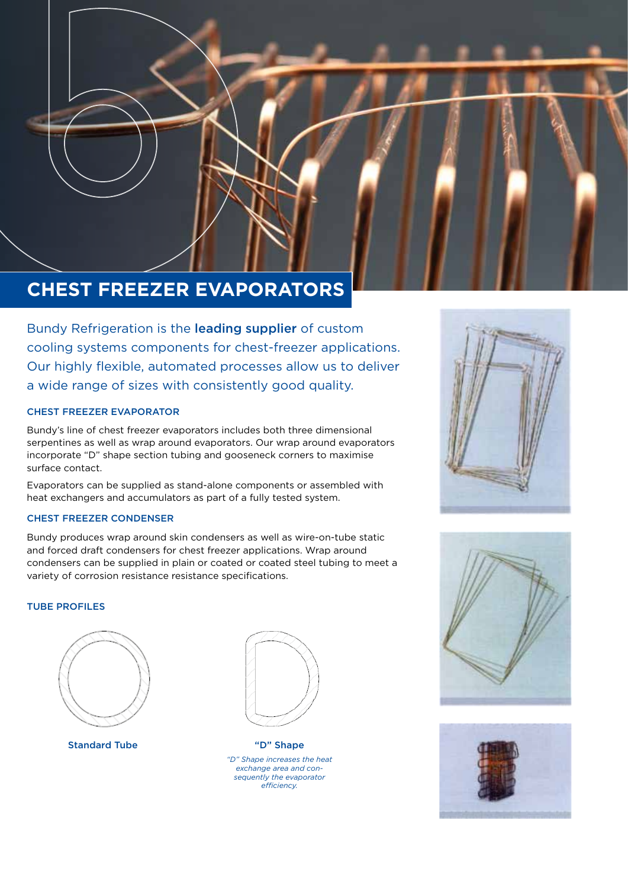# CHEST FREEZER EVAPORATORS

Bundy Refrigeration is the **leading supplier** of custom cooling systems components for chest-freezer applications. Our highly flexible, automated processes allow us to deliver a wide range of sizes with consistently good quality.

## CHEST FREEZER EVAPORATOR

Bundy's line of chest freezer evaporators includes both three dimensional serpentines as well as wrap around evaporators. Our wrap around evaporators incorporate "D" shape section tubing and gooseneck corners to maximise surface contact.

Evaporators can be supplied as stand-alone components or assembled with heat exchangers and accumulators as part of a fully tested system.

## CHEST FREEZER CONDENSER

Bundy produces wrap around skin condensers as well as wire-on-tube static and forced draft condensers for chest freezer applications. Wrap around condensers can be supplied in plain or coated or coated steel tubing to meet a variety of corrosion resistance resistance specifications.

## TUBE PROFILES

Standard Tube

"D" Shape

*"D" Shape increases the heat exchange area and consequently the evaporator efficiency.*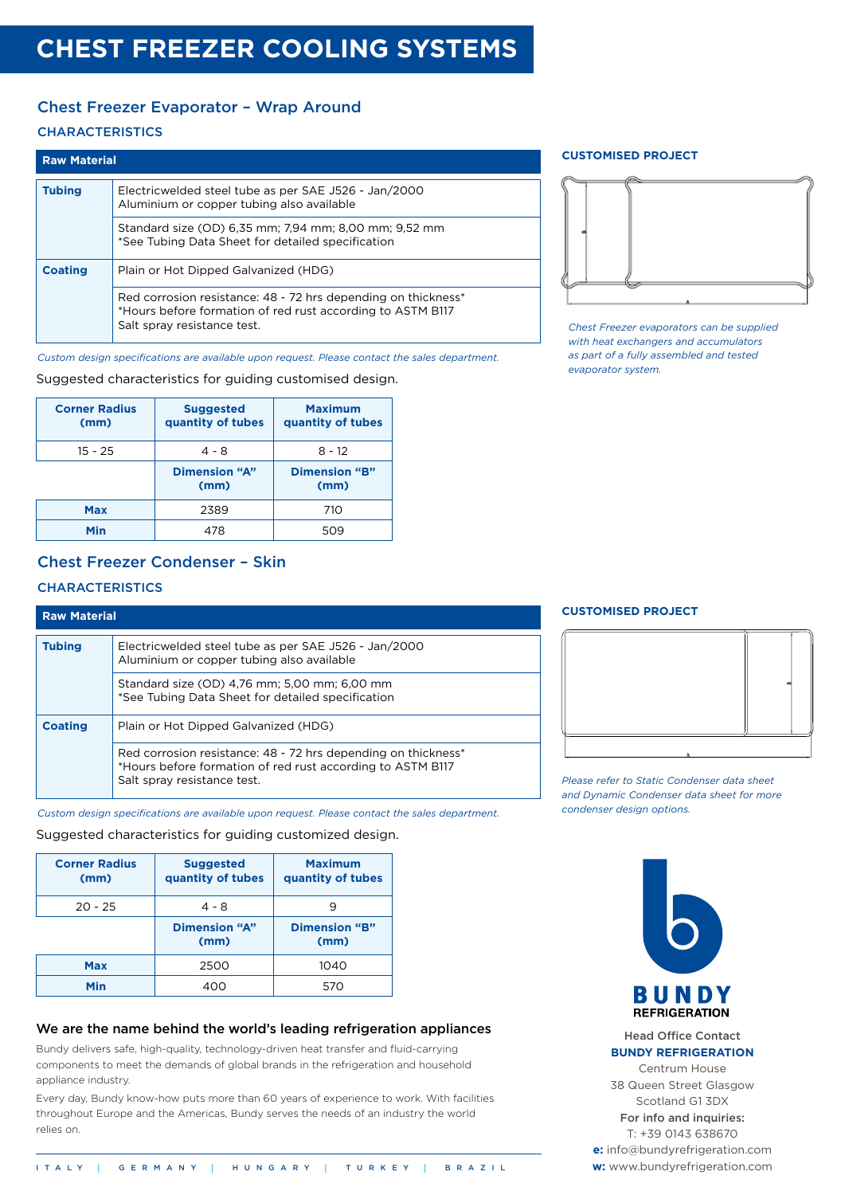# CHEST FREEZER COOLING SYSTEMS

## Chest Freezer Evaporator – Wrap Around

### CHARACTERISTICS

| Raw Material | |
|---|---|
| **Tubing** | Electricwelded steel tube as per SAE J526 - Jan/2000<br>Aluminium or copper tubing also available |
| | Standard size (OD) 6,35 mm; 7,94 mm; 8,00 mm; 9,52 mm<br>*See Tubing Data Sheet for detailed specification |
| **Coating** | Plain or Hot Dipped Galvanized (HDG) |
| | Red corrosion resistance: 48 - 72 hrs depending on thickness*<br>*Hours before formation of red rust according to ASTM B117<br>Salt spray resistance test. |

*Custom design specifications are available upon request. Please contact the sales department.*

Suggested characteristics for guiding customised design.

| Corner Radius (mm) | Suggested quantity of tubes | Maximum quantity of tubes |
|---|---|---|
| 15 - 25 | 4 - 8 | 8 - 12 |
| | **Dimension "A" (mm)** | **Dimension "B" (mm)** |
| **Max** | 2389 | 710 |
| **Min** | 478 | 509 |

**CUSTOMISED PROJECT**

*Chest Freezer evaporators can be supplied with heat exchangers and accumulators as part of a fully assembled and tested evaporator system.*

## Chest Freezer Condenser – Skin

### CHARACTERISTICS

| Raw Material | |
|---|---|
| **Tubing** | Electricwelded steel tube as per SAE J526 - Jan/2000<br>Aluminium or copper tubing also available |
| | Standard size (OD) 4,76 mm; 5,00 mm; 6,00 mm<br>*See Tubing Data Sheet for detailed specification |
| **Coating** | Plain or Hot Dipped Galvanized (HDG) |
| | Red corrosion resistance: 48 - 72 hrs depending on thickness*<br>*Hours before formation of red rust according to ASTM B117<br>Salt spray resistance test. |

*Custom design specifications are available upon request. Please contact the sales department.*

Suggested characteristics for guiding customized design.

| Corner Radius (mm) | Suggested quantity of tubes | Maximum quantity of tubes |
|---|---|---|
| 20 - 25 | 4 - 8 | 9 |
| | **Dimension "A" (mm)** | **Dimension "B" (mm)** |
| **Max** | 2500 | 1040 |
| **Min** | 400 | 570 |

**CUSTOMISED PROJECT**

*Please refer to Static Condenser data sheet and Dynamic Condenser data sheet for more condenser design options.*

### We are the name behind the world's leading refrigeration appliances

Bundy delivers safe, high-quality, technology-driven heat transfer and fluid-carrying components to meet the demands of global brands in the refrigeration and household appliance industry.

Every day, Bundy know-how puts more than 60 years of experience to work. With facilities throughout Europe and the Americas, Bundy serves the needs of an industry the world relies on.

ITALY | GERMANY | HUNGARY | TURKEY | BRAZIL

BUNDY REFRIGERATION

Head Office Contact
**BUNDY REFRIGERATION**
Centrum House
38 Queen Street Glasgow
Scotland G1 3DX
**For info and inquiries:**
T: +39 0143 638670
**e:** info@bundyrefrigeration.com
**w:** www.bundyrefrigeration.com